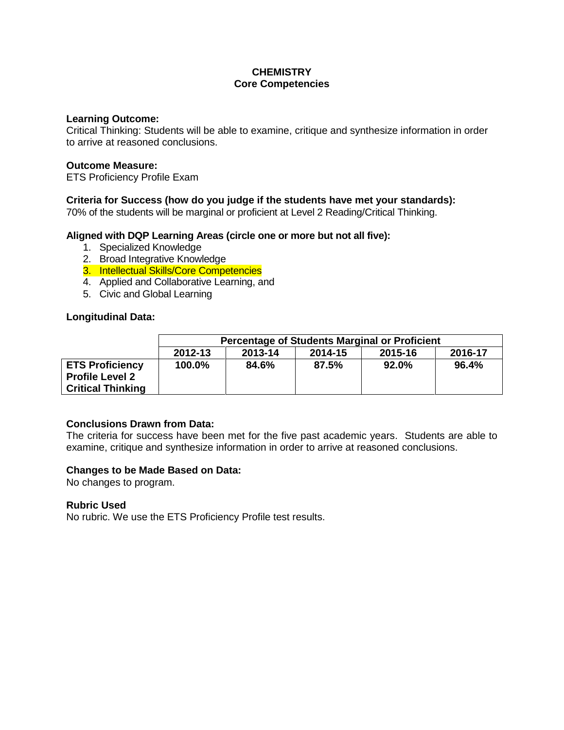# CHEMISTRY
## Core Competencies

**Learning Outcome:**
Critical Thinking: Students will be able to examine, critique and synthesize information in order to arrive at reasoned conclusions.

**Outcome Measure:**
ETS Proficiency Profile Exam

**Criteria for Success (how do you judge if the students have met your standards):**
70% of the students will be marginal or proficient at Level 2 Reading/Critical Thinking.

**Aligned with DQP Learning Areas (circle one or more but not all five):**

1. Specialized Knowledge
2. Broad Integrative Knowledge
3. Intellectual Skills/Core Competencies
4. Applied and Collaborative Learning, and
5. Civic and Global Learning

**Longitudinal Data:**

| | Percentage of Students Marginal or Proficient | | | | |
|---|---|---|---|---|---|
| | **2012-13** | **2013-14** | **2014-15** | **2015-16** | **2016-17** |
| **ETS Proficiency Profile Level 2 Critical Thinking** | **100.0%** | **84.6%** | **87.5%** | **92.0%** | **96.4%** |

**Conclusions Drawn from Data:**
The criteria for success have been met for the five past academic years. Students are able to examine, critique and synthesize information in order to arrive at reasoned conclusions.

**Changes to be Made Based on Data:**
No changes to program.

**Rubric Used**
No rubric. We use the ETS Proficiency Profile test results.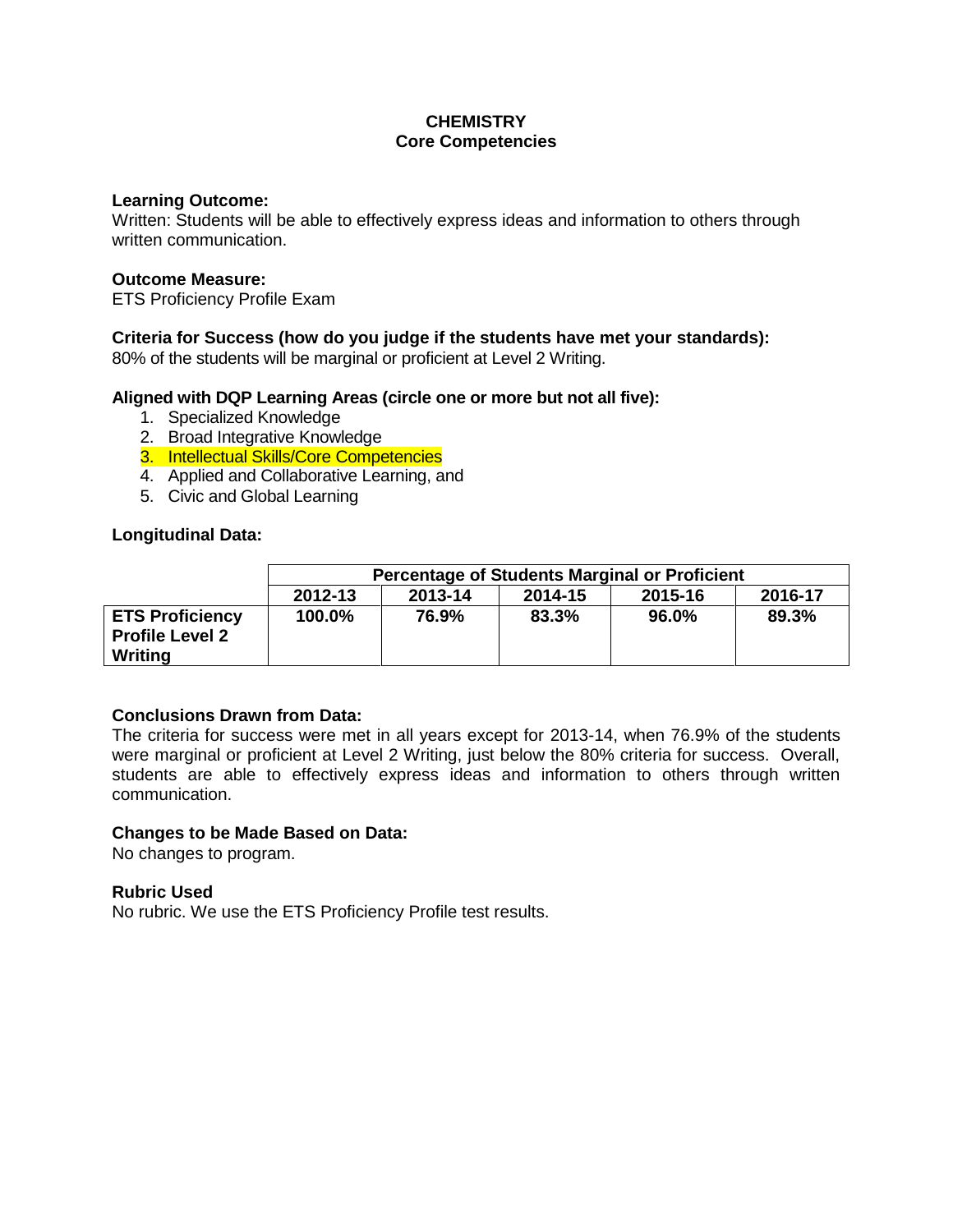# CHEMISTRY
## Core Competencies

**Learning Outcome:**
Written: Students will be able to effectively express ideas and information to others through written communication.

**Outcome Measure:**
ETS Proficiency Profile Exam

**Criteria for Success (how do you judge if the students have met your standards):**
80% of the students will be marginal or proficient at Level 2 Writing.

**Aligned with DQP Learning Areas (circle one or more but not all five):**

1. Specialized Knowledge
2. Broad Integrative Knowledge
3. Intellectual Skills/Core Competencies
4. Applied and Collaborative Learning, and
5. Civic and Global Learning

**Longitudinal Data:**

| | Percentage of Students Marginal or Proficient | | | | |
|---|---|---|---|---|---|
| | **2012-13** | **2013-14** | **2014-15** | **2015-16** | **2016-17** |
| **ETS Proficiency Profile Level 2 Writing** | **100.0%** | **76.9%** | **83.3%** | **96.0%** | **89.3%** |

**Conclusions Drawn from Data:**
The criteria for success were met in all years except for 2013-14, when 76.9% of the students were marginal or proficient at Level 2 Writing, just below the 80% criteria for success. Overall, students are able to effectively express ideas and information to others through written communication.

**Changes to be Made Based on Data:**
No changes to program.

**Rubric Used**
No rubric. We use the ETS Proficiency Profile test results.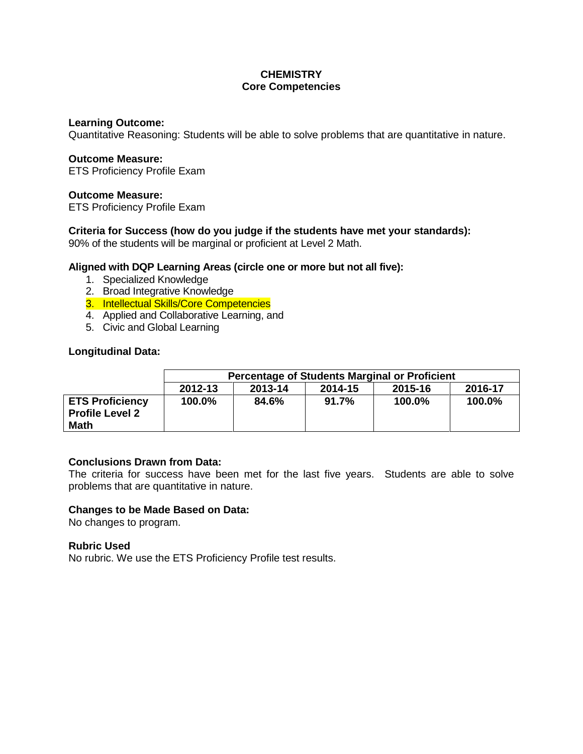**CHEMISTRY**
**Core Competencies**

**Learning Outcome:**
Quantitative Reasoning: Students will be able to solve problems that are quantitative in nature.

**Outcome Measure:**
ETS Proficiency Profile Exam

**Outcome Measure:**
ETS Proficiency Profile Exam

**Criteria for Success (how do you judge if the students have met your standards):**
90% of the students will be marginal or proficient at Level 2 Math.

**Aligned with DQP Learning Areas (circle one or more but not all five):**

1. Specialized Knowledge
2. Broad Integrative Knowledge
3. Intellectual Skills/Core Competencies
4. Applied and Collaborative Learning, and
5. Civic and Global Learning

**Longitudinal Data:**

| | Percentage of Students Marginal or Proficient | | | | |
|---|---|---|---|---|---|
| | **2012-13** | **2013-14** | **2014-15** | **2015-16** | **2016-17** |
| **ETS Proficiency Profile Level 2 Math** | **100.0%** | **84.6%** | **91.7%** | **100.0%** | **100.0%** |

**Conclusions Drawn from Data:**
The criteria for success have been met for the last five years. Students are able to solve problems that are quantitative in nature.

**Changes to be Made Based on Data:**
No changes to program.

**Rubric Used**
No rubric. We use the ETS Proficiency Profile test results.